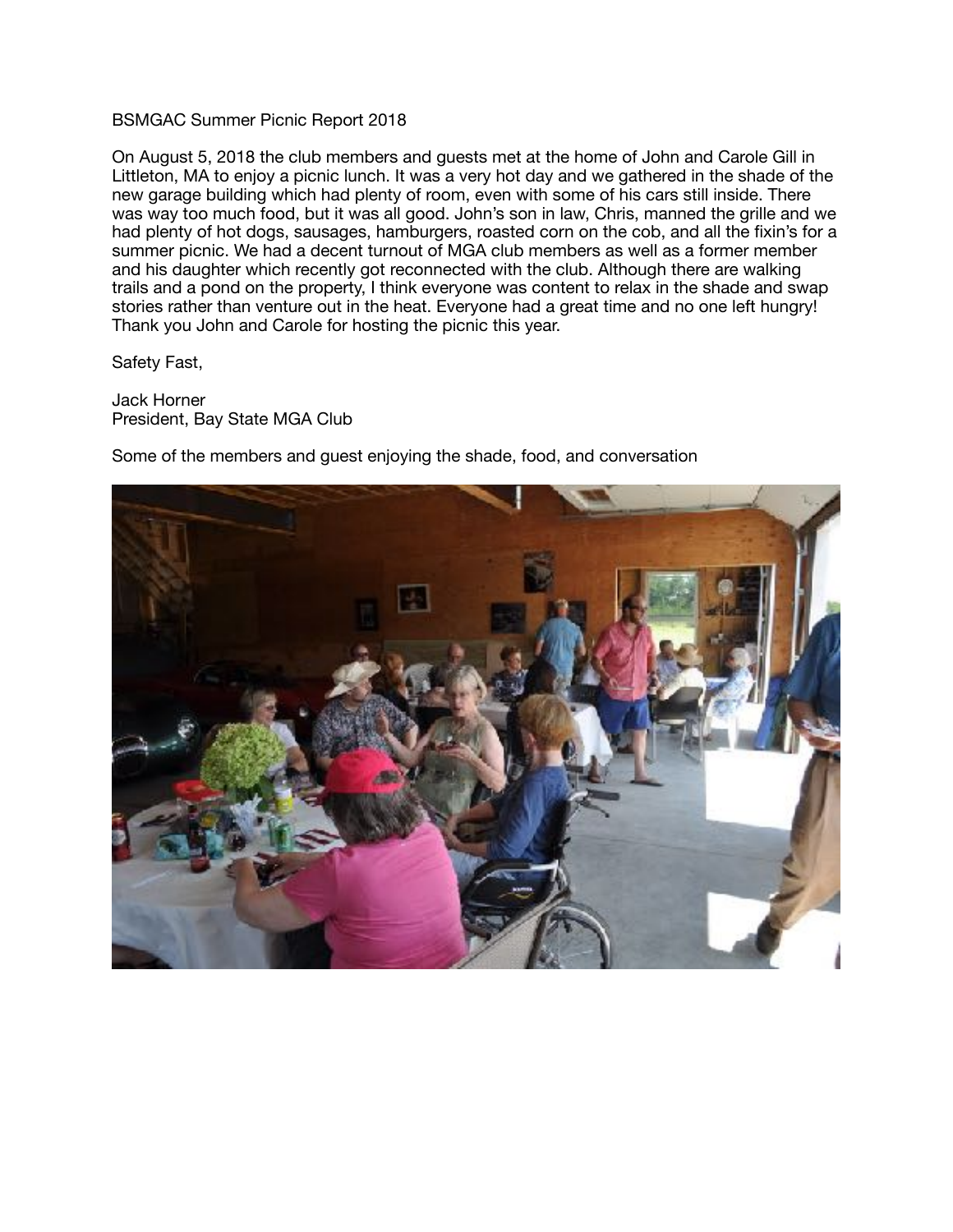BSMGAC Summer Picnic Report 2018

On August 5, 2018 the club members and guests met at the home of John and Carole Gill in Littleton, MA to enjoy a picnic lunch. It was a very hot day and we gathered in the shade of the new garage building which had plenty of room, even with some of his cars still inside. There was way too much food, but it was all good. John's son in law, Chris, manned the grille and we had plenty of hot dogs, sausages, hamburgers, roasted corn on the cob, and all the fixin's for a summer picnic. We had a decent turnout of MGA club members as well as a former member and his daughter which recently got reconnected with the club. Although there are walking trails and a pond on the property, I think everyone was content to relax in the shade and swap stories rather than venture out in the heat. Everyone had a great time and no one left hungry! Thank you John and Carole for hosting the picnic this year.

Safety Fast,

Jack Horner
President, Bay State MGA Club

Some of the members and guest enjoying the shade, food, and conversation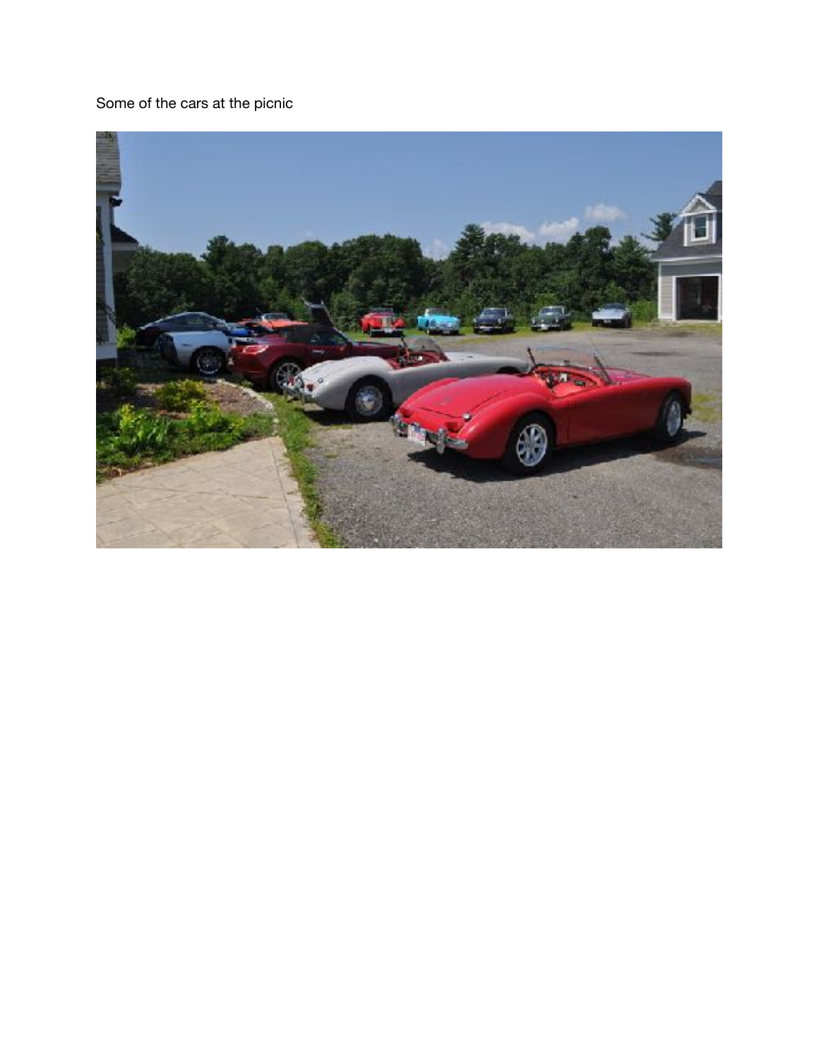Some of the cars at the picnic